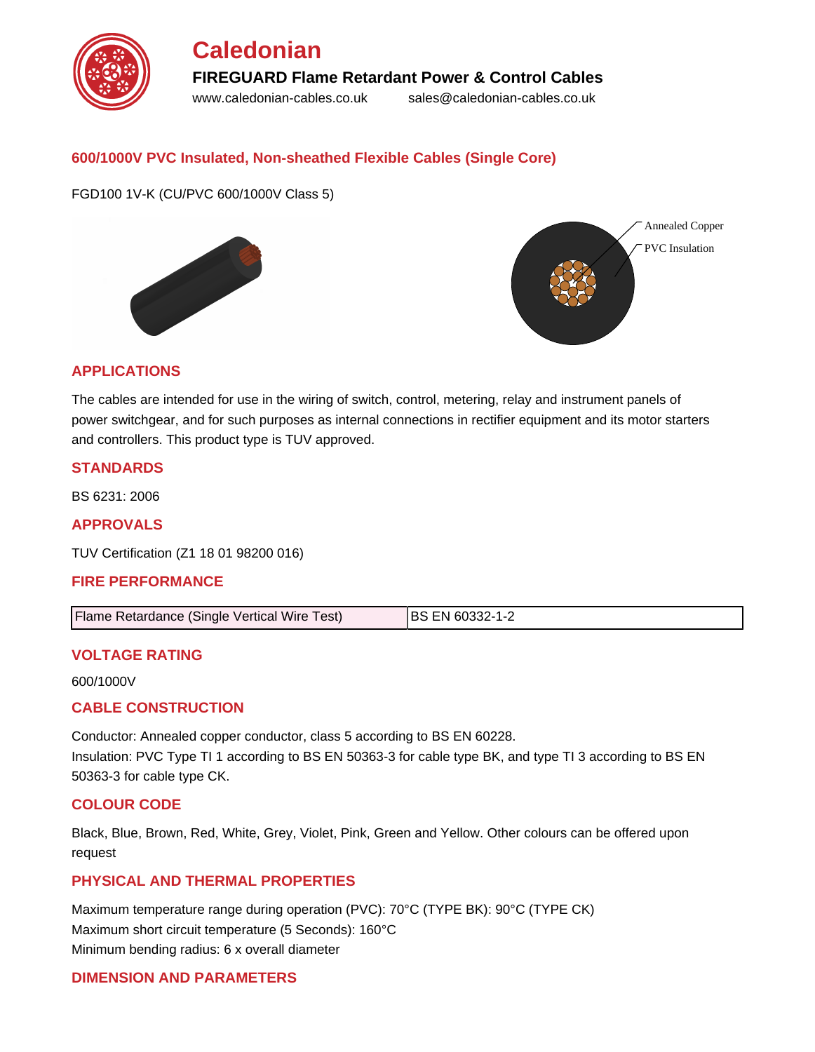# Caledonian

**FIREGUARD Flame Retardant Power & Control Cables**

www.caledonian-cables.co.uk sales@caledonian-cables.co.uk

## 600/1000V PVC Insulated, Non-sheathed Flexible Cables (Single Core)

FGD100 1V-K (CU/PVC 600/1000V Class 5)

Annealed Copper

PVC Insulation

## APPLICATIONS

The cables are intended for use in the wiring of switch, control, metering, relay and instrument panels of power switchgear, and for such purposes as internal connections in rectifier equipment and its motor starters and controllers. This product type is TUV approved.

## STANDARDS

BS 6231: 2006

## APPROVALS

TUV Certification (Z1 18 01 98200 016)

## FIRE PERFORMANCE

| Flame Retardance (Single Vertical Wire Test) | BS EN 60332-1-2 |
|---|---|

## VOLTAGE RATING

600/1000V

## CABLE CONSTRUCTION

Conductor: Annealed copper conductor, class 5 according to BS EN 60228.
Insulation: PVC Type TI 1 according to BS EN 50363-3 for cable type BK, and type TI 3 according to BS EN 50363-3 for cable type CK.

## COLOUR CODE

Black, Blue, Brown, Red, White, Grey, Violet, Pink, Green and Yellow. Other colours can be offered upon request

## PHYSICAL AND THERMAL PROPERTIES

Maximum temperature range during operation (PVC): 70°C (TYPE BK): 90°C (TYPE CK)
Maximum short circuit temperature (5 Seconds): 160°C
Minimum bending radius: 6 x overall diameter

## DIMENSION AND PARAMETERS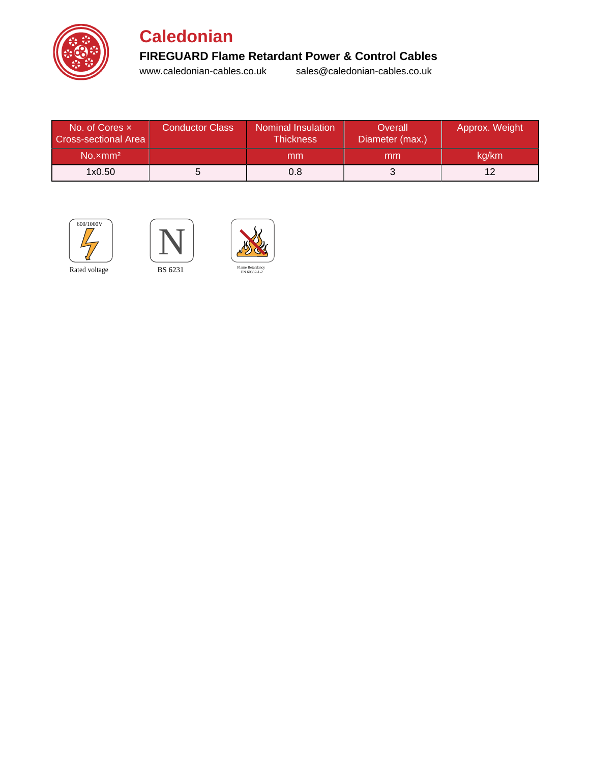# Caledonian

## FIREGUARD Flame Retardant Power & Control Cables

www.caledonian-cables.co.uk sales@caledonian-cables.co.uk

| No. of Cores × Cross-sectional Area | Conductor Class | Nominal Insulation Thickness | Overall Diameter (max.) | Approx. Weight |
|---|---|---|---|---|
| No.×mm² | | mm | mm | kg/km |
| 1x0.50 | 5 | 0.8 | 3 | 12 |

600/1000V

Rated voltage

BS 6231

Flame Retardancy EN 60332-1-2